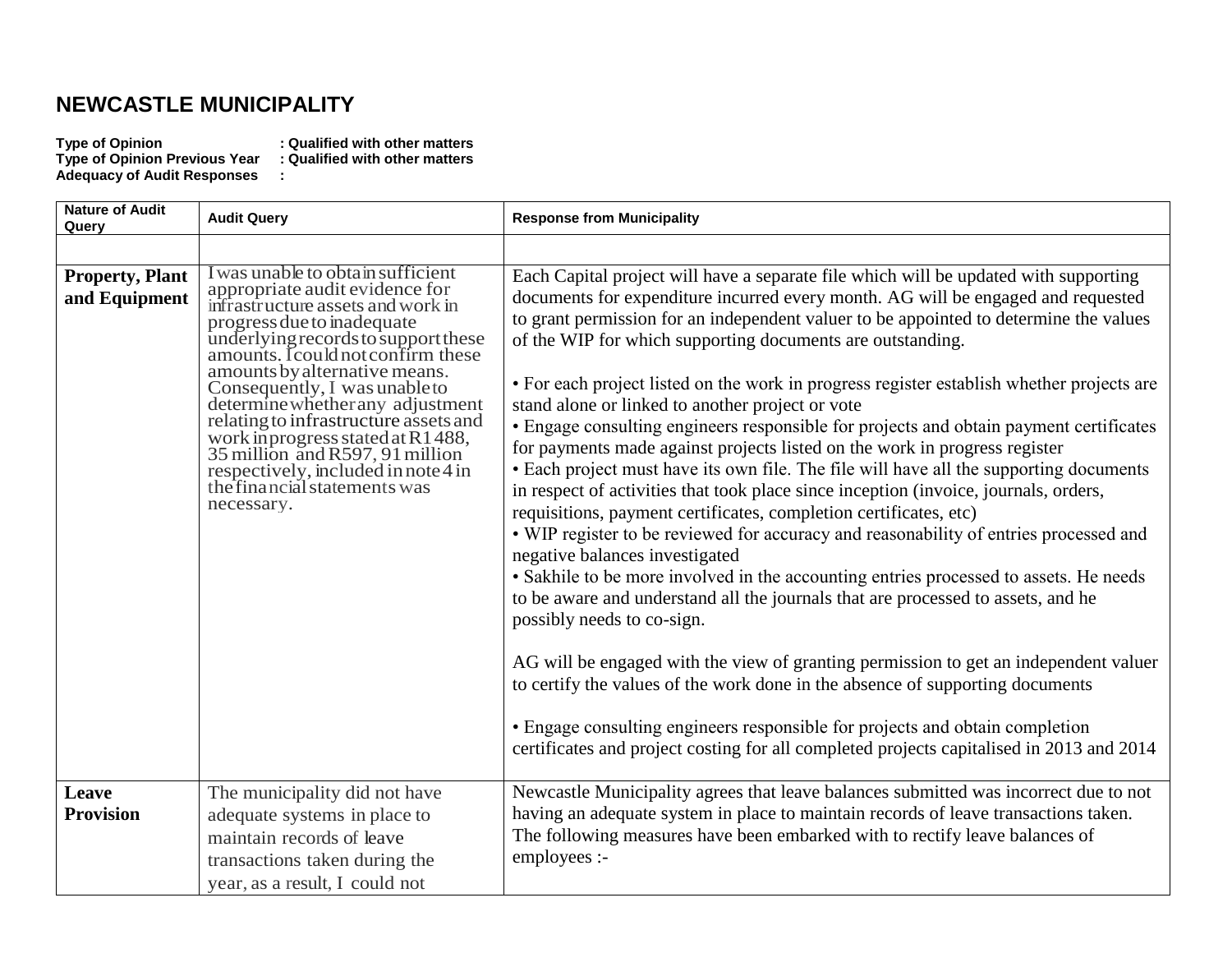# NEWCASTLE MUNICIPALITY

**Type of Opinion : Qualified with other matters**
**Type of Opinion Previous Year : Qualified with other matters**
**Adequacy of Audit Responses :**

| Nature of Audit Query | Audit Query | Response from Municipality |
|---|---|---|
| | | |
| **Property, Plant and Equipment** | I was unable to obtain sufficient appropriate audit evidence for infrastructure assets and work in progress due to inadequate underlying records to support these amounts. I could not confirm these amounts by alternative means. Consequently, I was unable to determine whether any adjustment relating to infrastructure assets and work in progress stated at R1 488, 35 million and R597, 91 million respectively, included in note 4 in the financial statements was necessary. | Each Capital project will have a separate file which will be updated with supporting documents for expenditure incurred every month. AG will be engaged and requested to grant permission for an independent valuer to be appointed to determine the values of the WIP for which supporting documents are outstanding.<br><br>• For each project listed on the work in progress register establish whether projects are stand alone or linked to another project or vote<br>• Engage consulting engineers responsible for projects and obtain payment certificates for payments made against projects listed on the work in progress register<br>• Each project must have its own file. The file will have all the supporting documents in respect of activities that took place since inception (invoice, journals, orders, requisitions, payment certificates, completion certificates, etc)<br>• WIP register to be reviewed for accuracy and reasonability of entries processed and negative balances investigated<br>• Sakhile to be more involved in the accounting entries processed to assets. He needs to be aware and understand all the journals that are processed to assets, and he possibly needs to co-sign.<br><br>AG will be engaged with the view of granting permission to get an independent valuer to certify the values of the work done in the absence of supporting documents<br><br>• Engage consulting engineers responsible for projects and obtain completion certificates and project costing for all completed projects capitalised in 2013 and 2014 |
| **Leave Provision** | The municipality did not have adequate systems in place to maintain records of leave transactions taken during the year, as a result, I could not | Newcastle Municipality agrees that leave balances submitted was incorrect due to not having an adequate system in place to maintain records of leave transactions taken. The following measures have been embarked with to rectify leave balances of employees :- |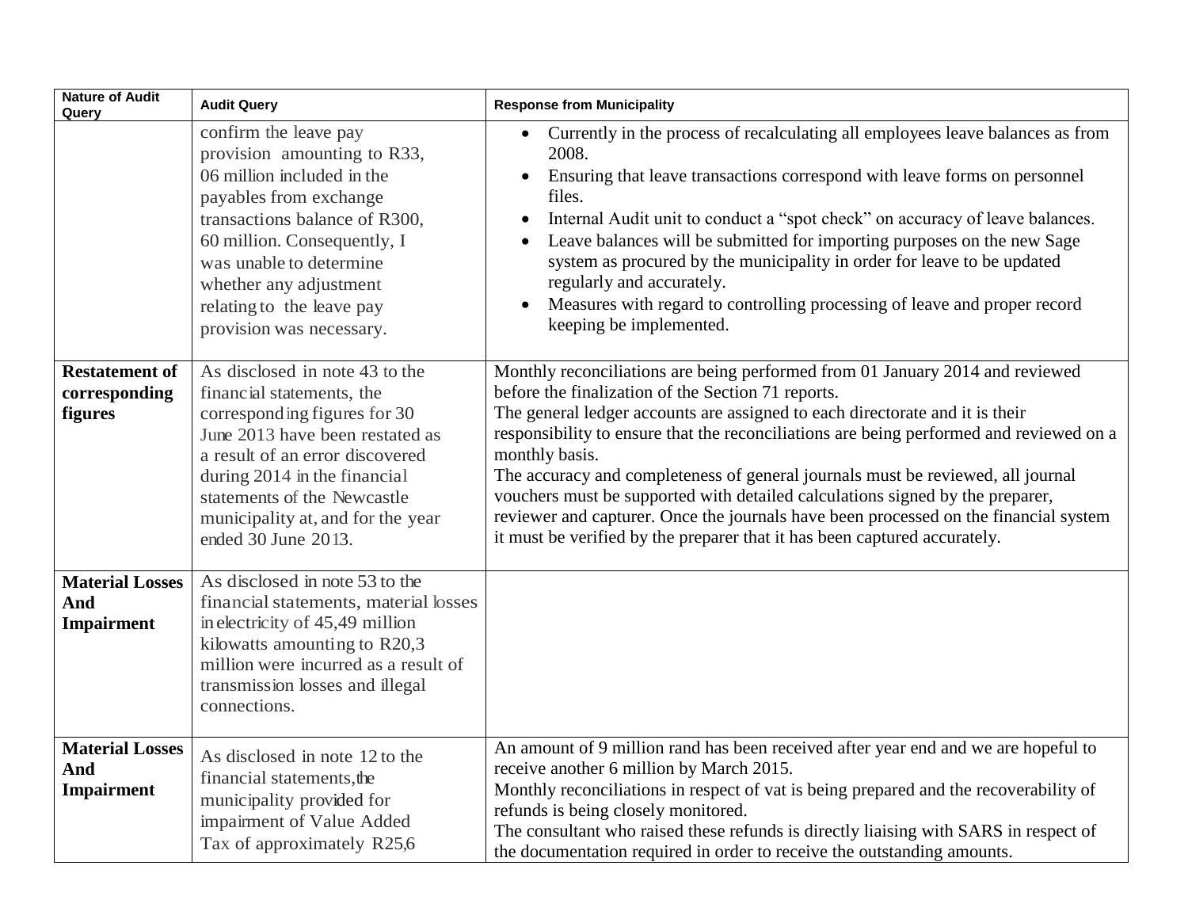| Nature of Audit Query | Audit Query | Response from Municipality |
|---|---|---|
| | confirm the leave pay provision amounting to R33, 06 million included in the payables from exchange transactions balance of R300, 60 million. Consequently, I was unable to determine whether any adjustment relating to the leave pay provision was necessary. | • Currently in the process of recalculating all employees leave balances as from 2008.<br>• Ensuring that leave transactions correspond with leave forms on personnel files.<br>• Internal Audit unit to conduct a "spot check" on accuracy of leave balances.<br>• Leave balances will be submitted for importing purposes on the new Sage system as procured by the municipality in order for leave to be updated regularly and accurately.<br>• Measures with regard to controlling processing of leave and proper record keeping be implemented. |
| **Restatement of corresponding figures** | As disclosed in note 43 to the financial statements, the corresponding figures for 30 June 2013 have been restated as a result of an error discovered during 2014 in the financial statements of the Newcastle municipality at, and for the year ended 30 June 2013. | Monthly reconciliations are being performed from 01 January 2014 and reviewed before the finalization of the Section 71 reports.<br>The general ledger accounts are assigned to each directorate and it is their responsibility to ensure that the reconciliations are being performed and reviewed on a monthly basis.<br>The accuracy and completeness of general journals must be reviewed, all journal vouchers must be supported with detailed calculations signed by the preparer, reviewer and capturer. Once the journals have been processed on the financial system it must be verified by the preparer that it has been captured accurately. |
| **Material Losses And Impairment** | As disclosed in note 53 to the financial statements, material losses in electricity of 45,49 million kilowatts amounting to R20,3 million were incurred as a result of transmission losses and illegal connections. | |
| **Material Losses And Impairment** | As disclosed in note 12 to the financial statements, the municipality provided for impairment of Value Added Tax of approximately R25,6 | An amount of 9 million rand has been received after year end and we are hopeful to receive another 6 million by March 2015.<br>Monthly reconciliations in respect of vat is being prepared and the recoverability of refunds is being closely monitored.<br>The consultant who raised these refunds is directly liaising with SARS in respect of the documentation required in order to receive the outstanding amounts. |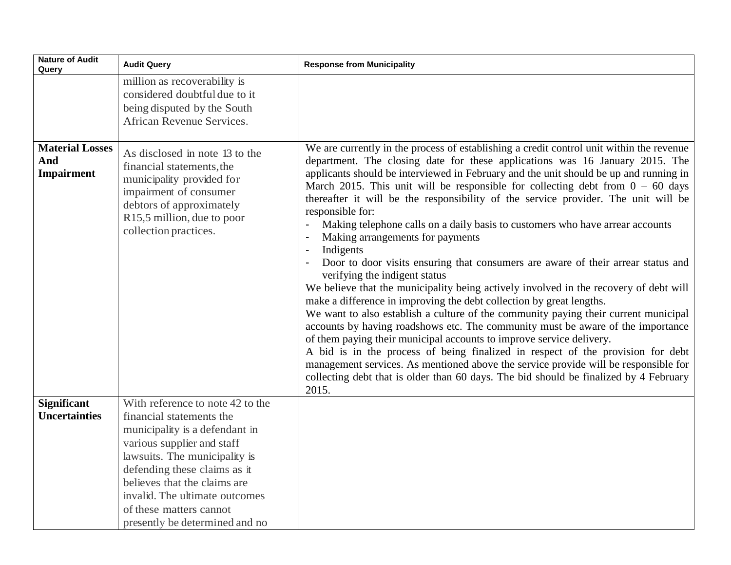| Nature of Audit Query | Audit Query | Response from Municipality |
|---|---|---|
| | million as recoverability is considered doubtful due to it being disputed by the South African Revenue Services. | |
| **Material Losses And Impairment** | As disclosed in note 13 to the financial statements, the municipality provided for impairment of consumer debtors of approximately R15,5 million, due to poor collection practices. | We are currently in the process of establishing a credit control unit within the revenue department. The closing date for these applications was 16 January 2015. The applicants should be interviewed in February and the unit should be up and running in March 2015. This unit will be responsible for collecting debt from 0 – 60 days thereafter it will be the responsibility of the service provider. The unit will be responsible for:<br>- Making telephone calls on a daily basis to customers who have arrear accounts<br>- Making arrangements for payments<br>- Indigents<br>- Door to door visits ensuring that consumers are aware of their arrear status and verifying the indigent status<br>We believe that the municipality being actively involved in the recovery of debt will make a difference in improving the debt collection by great lengths.<br>We want to also establish a culture of the community paying their current municipal accounts by having roadshows etc. The community must be aware of the importance of them paying their municipal accounts to improve service delivery.<br>A bid is in the process of being finalized in respect of the provision for debt management services. As mentioned above the service provide will be responsible for collecting debt that is older than 60 days. The bid should be finalized by 4 February 2015. |
| **Significant Uncertainties** | With reference to note 42 to the financial statements the municipality is a defendant in various supplier and staff lawsuits. The municipality is defending these claims as it believes that the claims are invalid. The ultimate outcomes of these matters cannot presently be determined and no | |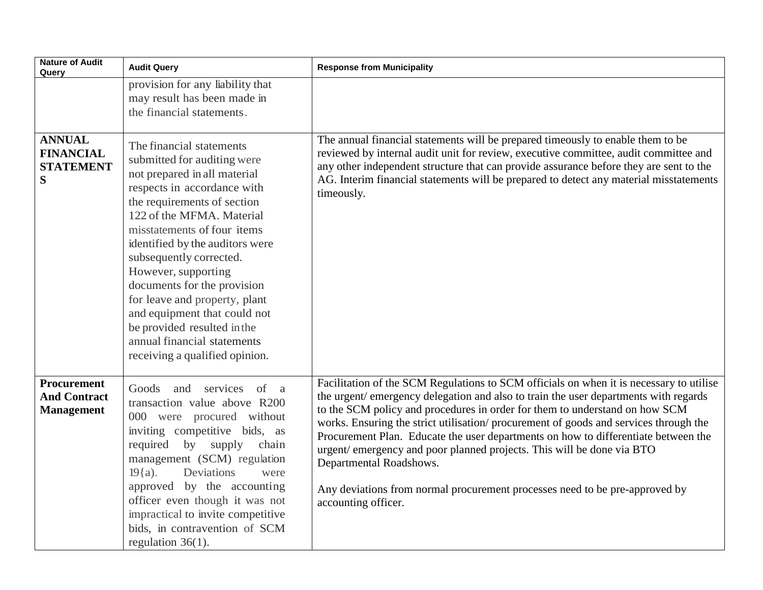| Nature of Audit Query | Audit Query | Response from Municipality |
|---|---|---|
| | provision for any liability that may result has been made in the financial statements. | |
| **ANNUAL FINANCIAL STATEMENTS** | The financial statements submitted for auditing were not prepared in all material respects in accordance with the requirements of section 122 of the MFMA. Material misstatements of four items identified by the auditors were subsequently corrected. However, supporting documents for the provision for leave and property, plant and equipment that could not be provided resulted in the annual financial statements receiving a qualified opinion. | The annual financial statements will be prepared timeously to enable them to be reviewed by internal audit unit for review, executive committee, audit committee and any other independent structure that can provide assurance before they are sent to the AG. Interim financial statements will be prepared to detect any material misstatements timeously. |
| **Procurement And Contract Management** | Goods and services of a transaction value above R200 000 were procured without inviting competitive bids, as required by supply chain management (SCM) regulation 19{a). Deviations were approved by the accounting officer even though it was not impractical to invite competitive bids, in contravention of SCM regulation 36(1). | Facilitation of the SCM Regulations to SCM officials on when it is necessary to utilise the urgent/ emergency delegation and also to train the user departments with regards to the SCM policy and procedures in order for them to understand on how SCM works. Ensuring the strict utilisation/ procurement of goods and services through the Procurement Plan. Educate the user departments on how to differentiate between the urgent/ emergency and poor planned projects. This will be done via BTO Departmental Roadshows.<br><br>Any deviations from normal procurement processes need to be pre-approved by accounting officer. |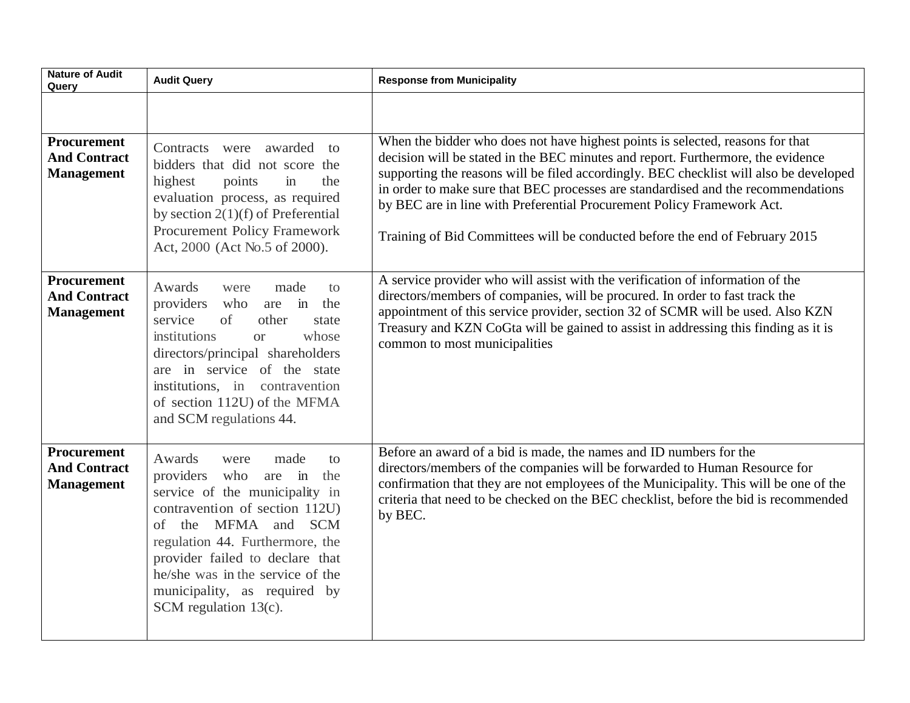| Nature of Audit Query | Audit Query | Response from Municipality |
|---|---|---|
| | | |
| **Procurement And Contract Management** | Contracts were awarded to bidders that did not score the highest points in the evaluation process, as required by section 2(1)(f) of Preferential Procurement Policy Framework Act, 2000 (Act No.5 of 2000). | When the bidder who does not have highest points is selected, reasons for that decision will be stated in the BEC minutes and report. Furthermore, the evidence supporting the reasons will be filed accordingly. BEC checklist will also be developed in order to make sure that BEC processes are standardised and the recommendations by BEC are in line with Preferential Procurement Policy Framework Act.<br><br>Training of Bid Committees will be conducted before the end of February 2015 |
| **Procurement And Contract Management** | Awards were made to providers who are in the service of other state institutions or whose directors/principal shareholders are in service of the state institutions, in contravention of section 112U) of the MFMA and SCM regulations 44. | A service provider who will assist with the verification of information of the directors/members of companies, will be procured. In order to fast track the appointment of this service provider, section 32 of SCMR will be used. Also KZN Treasury and KZN CoGta will be gained to assist in addressing this finding as it is common to most municipalities |
| **Procurement And Contract Management** | Awards were made to providers who are in the service of the municipality in contravention of section 112U) of the MFMA and SCM regulation 44. Furthermore, the provider failed to declare that he/she was in the service of the municipality, as required by SCM regulation 13(c). | Before an award of a bid is made, the names and ID numbers for the directors/members of the companies will be forwarded to Human Resource for confirmation that they are not employees of the Municipality. This will be one of the criteria that need to be checked on the BEC checklist, before the bid is recommended by BEC. |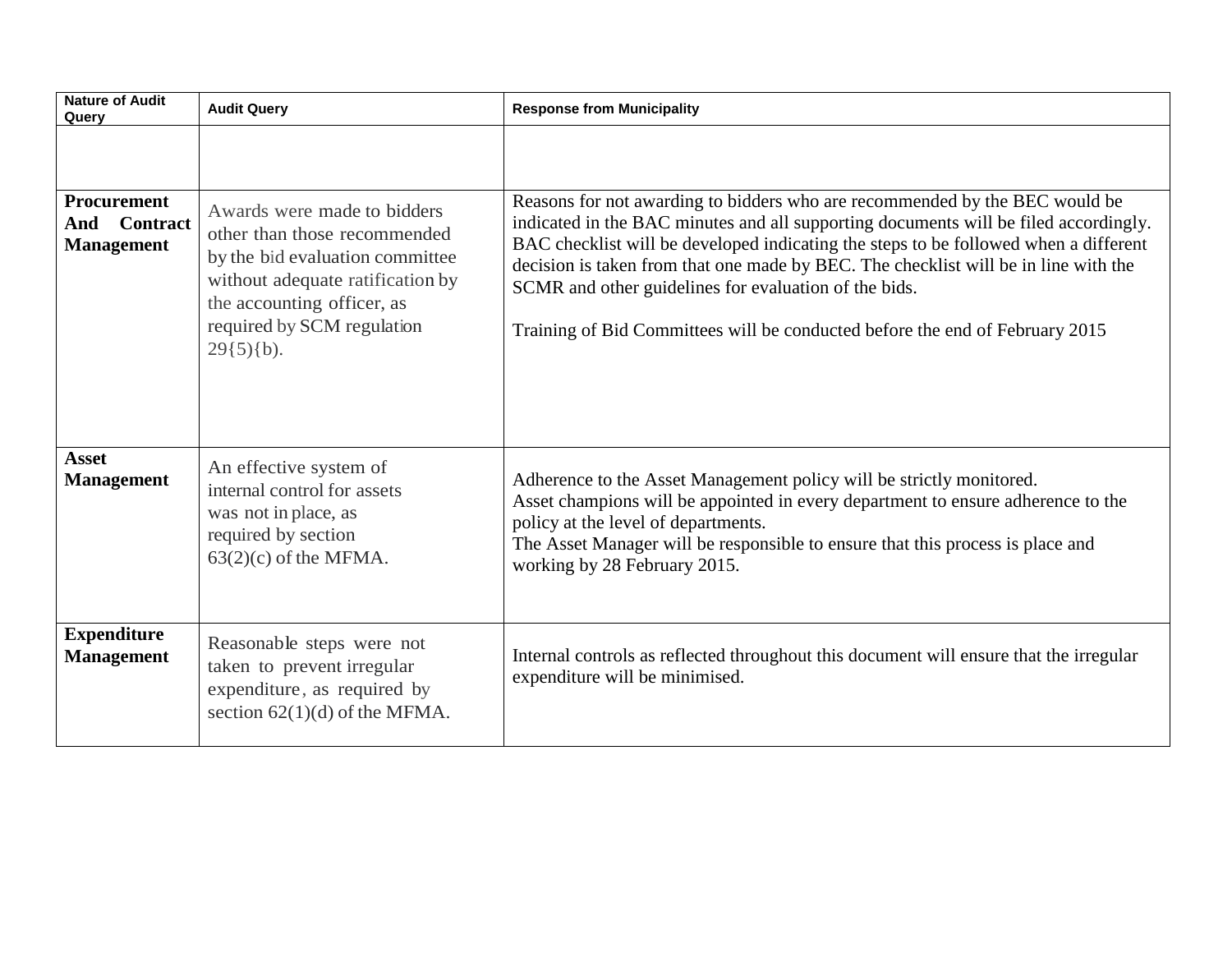| Nature of Audit Query | Audit Query | Response from Municipality |
|---|---|---|
| | | |
| **Procurement And Contract Management** | Awards were made to bidders other than those recommended by the bid evaluation committee without adequate ratification by the accounting officer, as required by SCM regulation 29{5){b). | Reasons for not awarding to bidders who are recommended by the BEC would be indicated in the BAC minutes and all supporting documents will be filed accordingly. BAC checklist will be developed indicating the steps to be followed when a different decision is taken from that one made by BEC. The checklist will be in line with the SCMR and other guidelines for evaluation of the bids.<br><br>Training of Bid Committees will be conducted before the end of February 2015 |
| **Asset Management** | An effective system of internal control for assets was not in place, as required by section 63(2)(c) of the MFMA. | Adherence to the Asset Management policy will be strictly monitored.<br>Asset champions will be appointed in every department to ensure adherence to the policy at the level of departments.<br>The Asset Manager will be responsible to ensure that this process is place and working by 28 February 2015. |
| **Expenditure Management** | Reasonable steps were not taken to prevent irregular expenditure, as required by section 62(1)(d) of the MFMA. | Internal controls as reflected throughout this document will ensure that the irregular expenditure will be minimised. |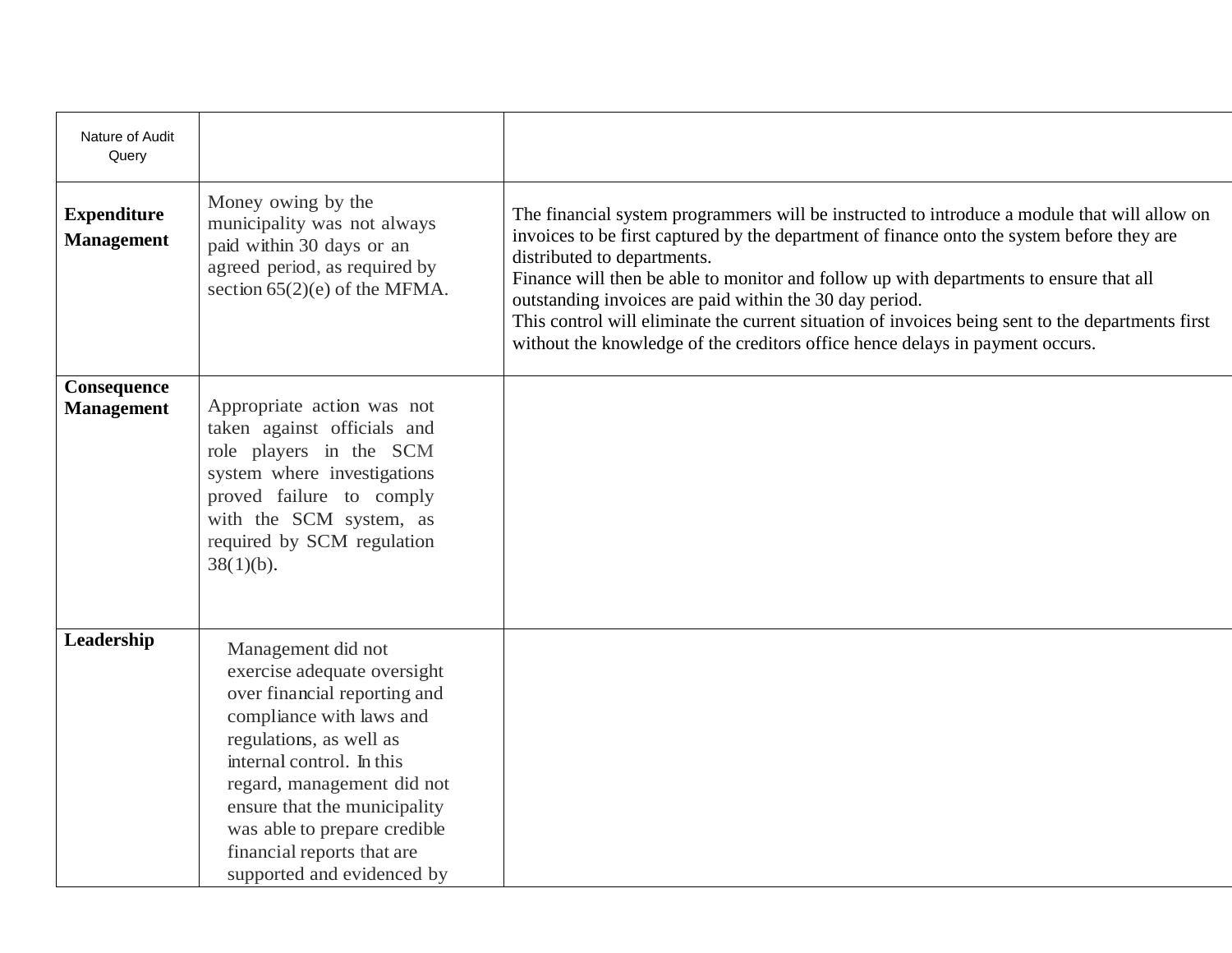| Nature of Audit Query | | |
|---|---|---|
| **Expenditure Management** | Money owing by the municipality was not always paid within 30 days or an agreed period, as required by section 65(2)(e) of the MFMA. | The financial system programmers will be instructed to introduce a module that will allow on invoices to be first captured by the department of finance onto the system before they are distributed to departments.<br>Finance will then be able to monitor and follow up with departments to ensure that all outstanding invoices are paid within the 30 day period.<br>This control will eliminate the current situation of invoices being sent to the departments first without the knowledge of the creditors office hence delays in payment occurs. |
| **Consequence Management** | Appropriate action was not taken against officials and role players in the SCM system where investigations proved failure to comply with the SCM system, as required by SCM regulation 38(1)(b). | |
| **Leadership** | Management did not exercise adequate oversight over financial reporting and compliance with laws and regulations, as well as internal control. In this regard, management did not ensure that the municipality was able to prepare credible financial reports that are supported and evidenced by | |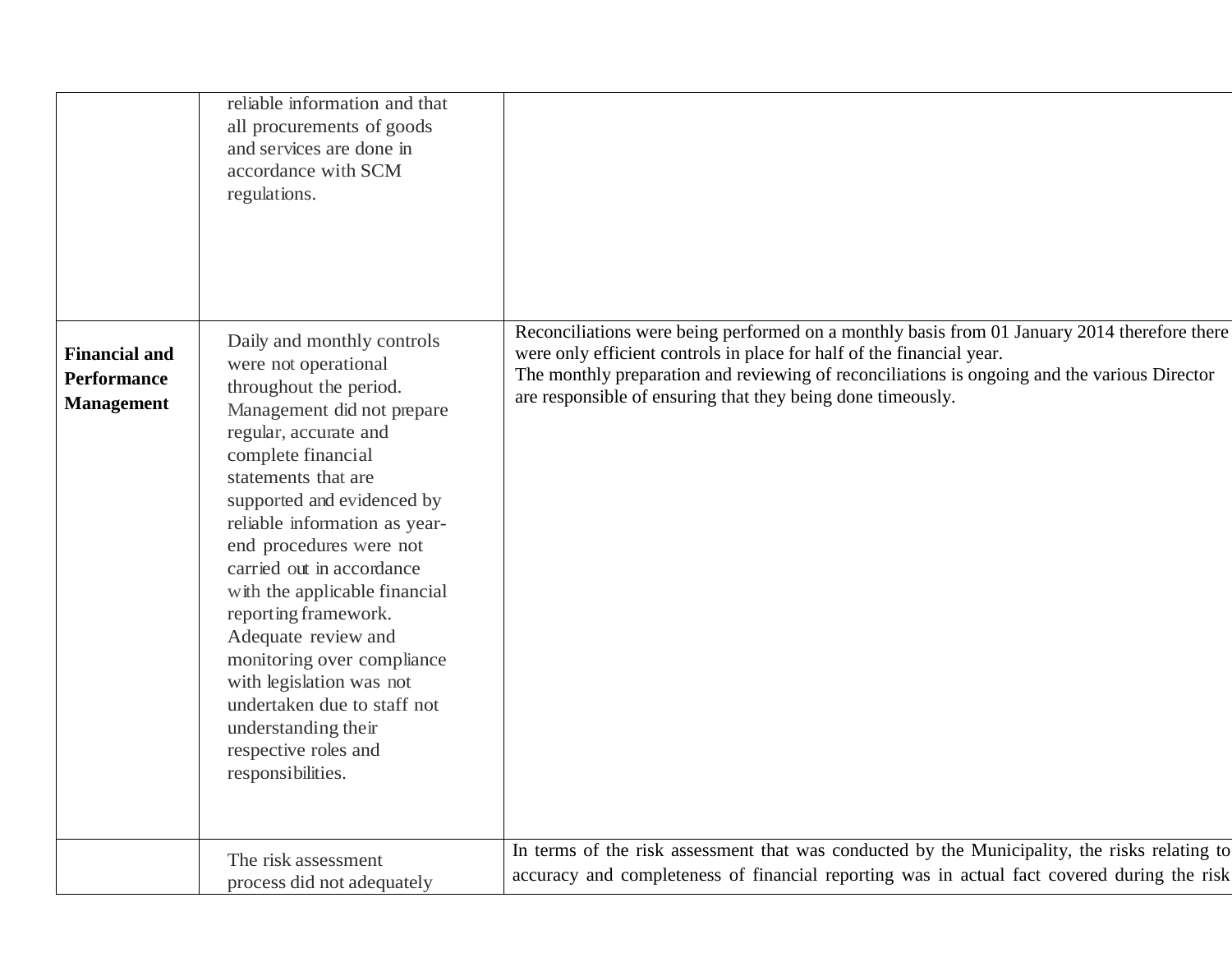| | | |
|---|---|---|
| | reliable information and that all procurements of goods and services are done in accordance with SCM regulations. | |
| **Financial and Performance Management** | Daily and monthly controls were not operational throughout the period. Management did not prepare regular, accurate and complete financial statements that are supported and evidenced by reliable information as year-end procedures were not carried out in accordance with the applicable financial reporting framework. Adequate review and monitoring over compliance with legislation was not undertaken due to staff not understanding their respective roles and responsibilities. | Reconciliations were being performed on a monthly basis from 01 January 2014 therefore there were only efficient controls in place for half of the financial year.<br>The monthly preparation and reviewing of reconciliations is ongoing and the various Director are responsible of ensuring that they being done timeously. |
| | The risk assessment process did not adequately | In terms of the risk assessment that was conducted by the Municipality, the risks relating to accuracy and completeness of financial reporting was in actual fact covered during the risk |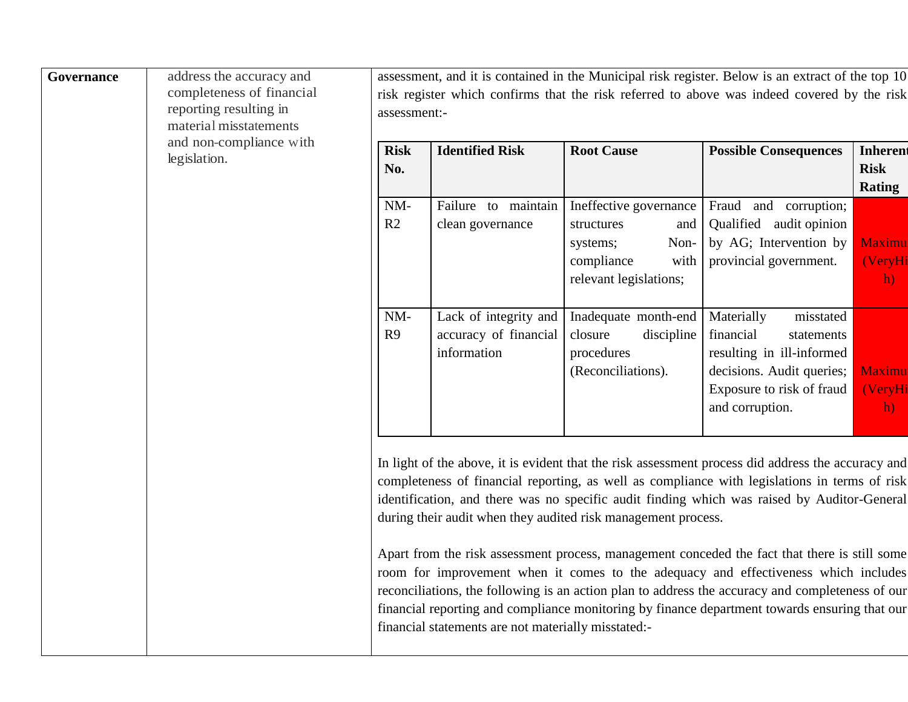| Governance | address the accuracy and completeness of financial reporting resulting in material misstatements and non-compliance with legislation. | assessment, and it is contained in the Municipal risk register. Below is an extract of the top 10 risk register which confirms that the risk referred to above was indeed covered by the risk assessment:- |
|---|---|---|

| Risk No. | Identified Risk | Root Cause | Possible Consequences | Inherent Risk Rating |
|---|---|---|---|---|
| NM-R2 | Failure to maintain clean governance | Ineffective governance structures and systems; Non-compliance with relevant legislations; | Fraud and corruption; Qualified audit opinion by AG; Intervention by provincial government. | Maximu (VeryHi h) |
| NM-R9 | Lack of integrity and accuracy of financial information | Inadequate month-end closure discipline procedures (Reconciliations). | Materially misstated financial statements resulting in ill-informed decisions. Audit queries; Exposure to risk of fraud and corruption. | Maximu (VeryHi h) |

In light of the above, it is evident that the risk assessment process did address the accuracy and completeness of financial reporting, as well as compliance with legislations in terms of risk identification, and there was no specific audit finding which was raised by Auditor-General during their audit when they audited risk management process.

Apart from the risk assessment process, management conceded the fact that there is still some room for improvement when it comes to the adequacy and effectiveness which includes reconciliations, the following is an action plan to address the accuracy and completeness of our financial reporting and compliance monitoring by finance department towards ensuring that our financial statements are not materially misstated:-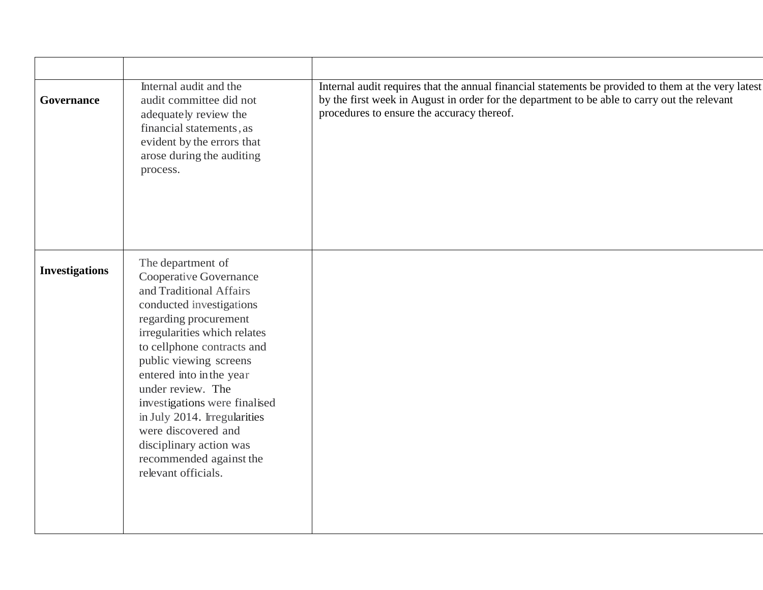| | | |
|---|---|---|
| **Governance** | Internal audit and the audit committee did not adequately review the financial statements, as evident by the errors that arose during the auditing process. | Internal audit requires that the annual financial statements be provided to them at the very latest by the first week in August in order for the department to be able to carry out the relevant procedures to ensure the accuracy thereof. |
| **Investigations** | The department of Cooperative Governance and Traditional Affairs conducted investigations regarding procurement irregularities which relates to cellphone contracts and public viewing screens entered into in the year under review. The investigations were finalised in July 2014. Irregularities were discovered and disciplinary action was recommended against the relevant officials. | |